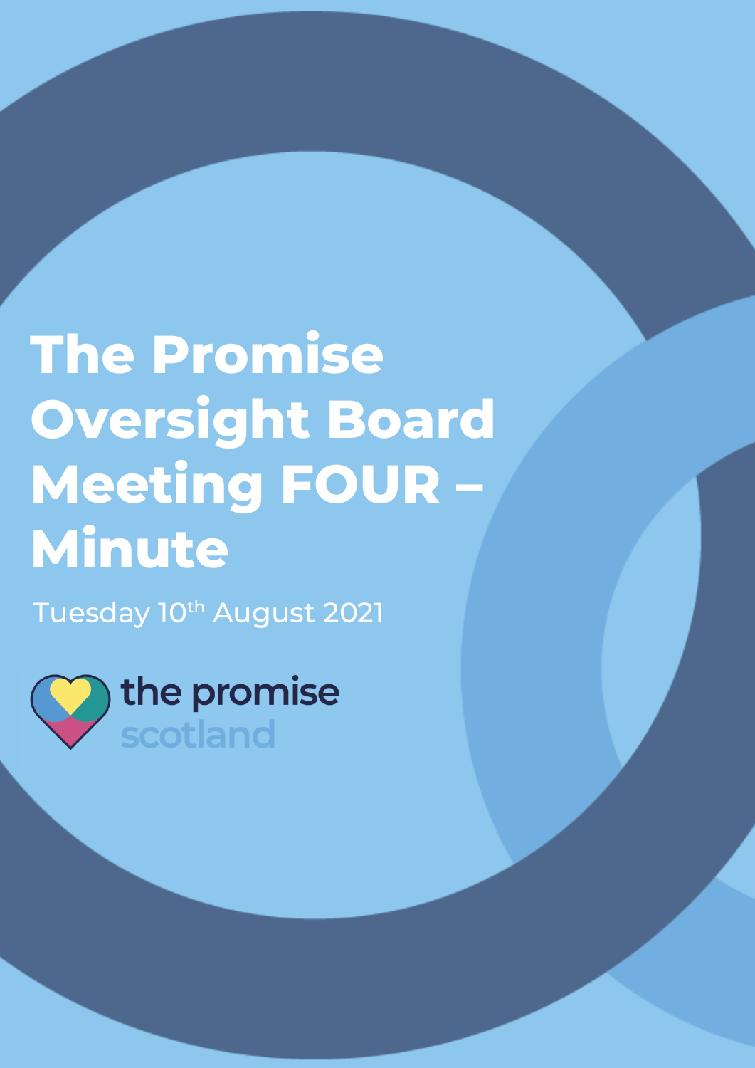# The Promise Oversight Board Meeting FOUR – Minute

Tuesday 10th August 2021

the promise
scotland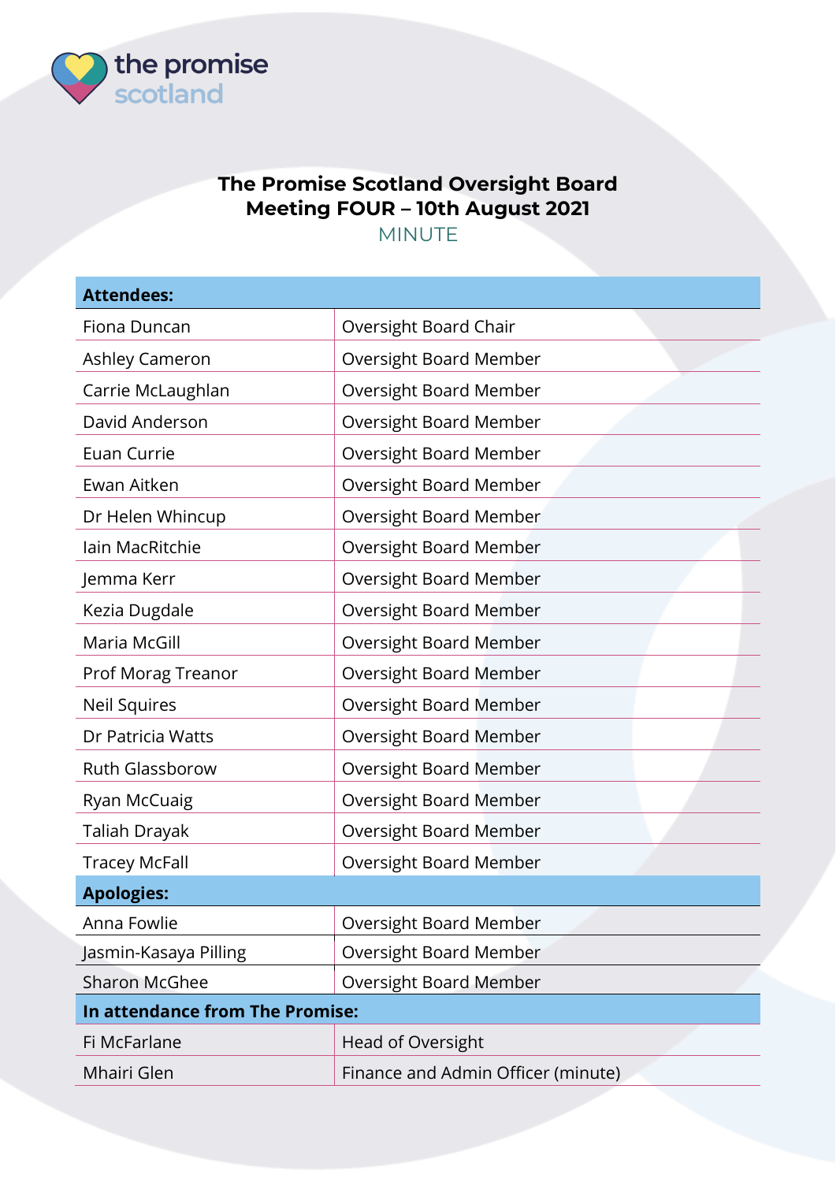# The Promise Scotland Oversight Board Meeting FOUR – 10th August 2021

## MINUTE

| | |
|---|---|
| **Attendees:** | |
| Fiona Duncan | Oversight Board Chair |
| Ashley Cameron | Oversight Board Member |
| Carrie McLaughlan | Oversight Board Member |
| David Anderson | Oversight Board Member |
| Euan Currie | Oversight Board Member |
| Ewan Aitken | Oversight Board Member |
| Dr Helen Whincup | Oversight Board Member |
| Iain MacRitchie | Oversight Board Member |
| Jemma Kerr | Oversight Board Member |
| Kezia Dugdale | Oversight Board Member |
| Maria McGill | Oversight Board Member |
| Prof Morag Treanor | Oversight Board Member |
| Neil Squires | Oversight Board Member |
| Dr Patricia Watts | Oversight Board Member |
| Ruth Glassborow | Oversight Board Member |
| Ryan McCuaig | Oversight Board Member |
| Taliah Drayak | Oversight Board Member |
| Tracey McFall | Oversight Board Member |
| **Apologies:** | |
| Anna Fowlie | Oversight Board Member |
| Jasmin-Kasaya Pilling | Oversight Board Member |
| Sharon McGhee | Oversight Board Member |
| **In attendance from The Promise:** | |
| Fi McFarlane | Head of Oversight |
| Mhairi Glen | Finance and Admin Officer (minute) |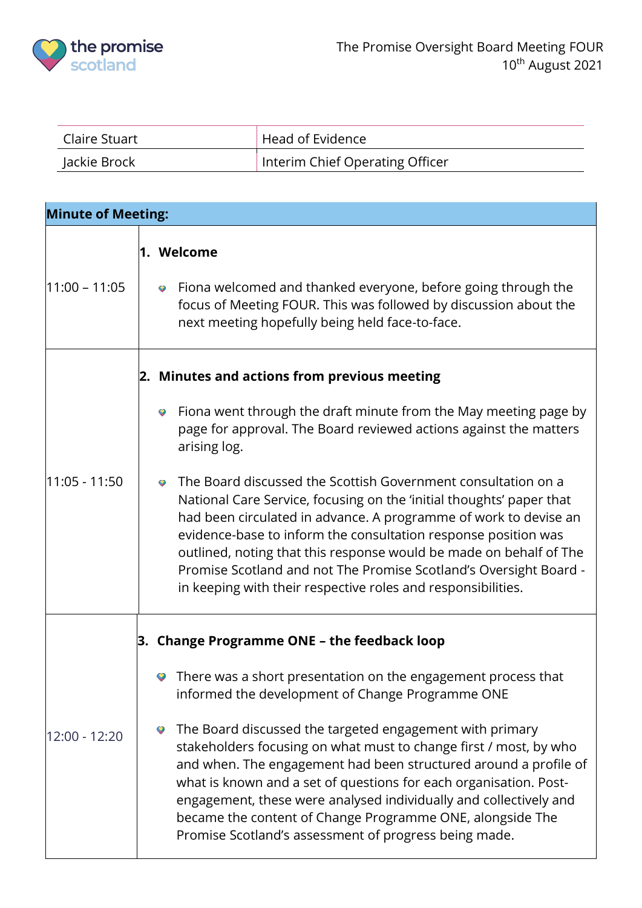| | |
|---|---|
| Claire Stuart | Head of Evidence |
| Jackie Brock | Interim Chief Operating Officer |

| Minute of Meeting: | |
|---|---|
| 11:00 – 11:05 | **1. Welcome**<br><br>- Fiona welcomed and thanked everyone, before going through the focus of Meeting FOUR. This was followed by discussion about the next meeting hopefully being held face-to-face. |
| 11:05 - 11:50 | **2. Minutes and actions from previous meeting**<br><br>- Fiona went through the draft minute from the May meeting page by page for approval. The Board reviewed actions against the matters arising log.<br>- The Board discussed the Scottish Government consultation on a National Care Service, focusing on the 'initial thoughts' paper that had been circulated in advance. A programme of work to devise an evidence-base to inform the consultation response position was outlined, noting that this response would be made on behalf of The Promise Scotland and not The Promise Scotland's Oversight Board - in keeping with their respective roles and responsibilities. |
| 12:00 - 12:20 | **3. Change Programme ONE – the feedback loop**<br><br>- There was a short presentation on the engagement process that informed the development of Change Programme ONE<br>- The Board discussed the targeted engagement with primary stakeholders focusing on what must to change first / most, by who and when. The engagement had been structured around a profile of what is known and a set of questions for each organisation. Post-engagement, these were analysed individually and collectively and became the content of Change Programme ONE, alongside The Promise Scotland's assessment of progress being made. |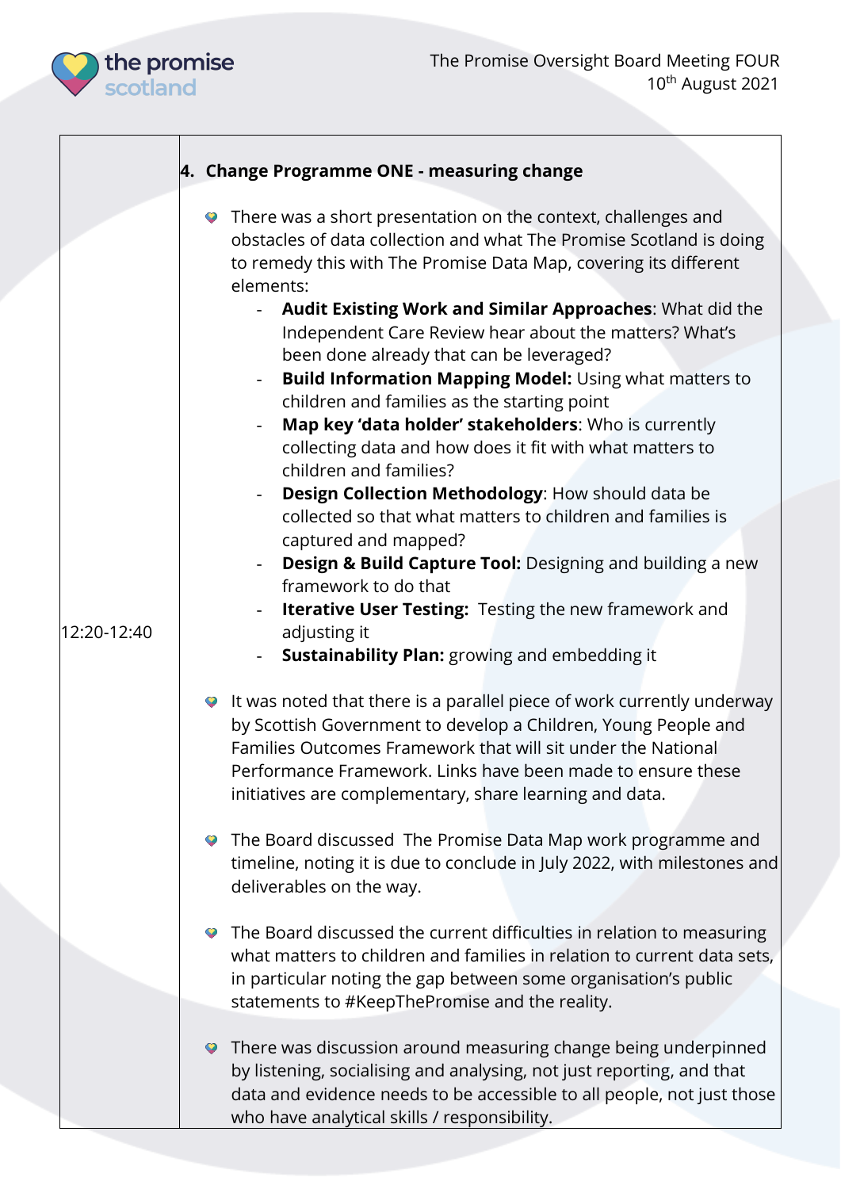| | |
|---|---|
| 12:20-12:40 | **4. Change Programme ONE - measuring change**<br><br>- There was a short presentation on the context, challenges and obstacles of data collection and what The Promise Scotland is doing to remedy this with The Promise Data Map, covering its different elements:<br>  - **Audit Existing Work and Similar Approaches**: What did the Independent Care Review hear about the matters? What's been done already that can be leveraged?<br>  - **Build Information Mapping Model:** Using what matters to children and families as the starting point<br>  - **Map key 'data holder' stakeholders**: Who is currently collecting data and how does it fit with what matters to children and families?<br>  - **Design Collection Methodology**: How should data be collected so that what matters to children and families is captured and mapped?<br>  - **Design & Build Capture Tool:** Designing and building a new framework to do that<br>  - **Iterative User Testing:** Testing the new framework and adjusting it<br>  - **Sustainability Plan:** growing and embedding it<br><br>- It was noted that there is a parallel piece of work currently underway by Scottish Government to develop a Children, Young People and Families Outcomes Framework that will sit under the National Performance Framework. Links have been made to ensure these initiatives are complementary, share learning and data.<br><br>- The Board discussed The Promise Data Map work programme and timeline, noting it is due to conclude in July 2022, with milestones and deliverables on the way.<br><br>- The Board discussed the current difficulties in relation to measuring what matters to children and families in relation to current data sets, in particular noting the gap between some organisation's public statements to #KeepThePromise and the reality.<br><br>- There was discussion around measuring change being underpinned by listening, socialising and analysing, not just reporting, and that data and evidence needs to be accessible to all people, not just those who have analytical skills / responsibility. |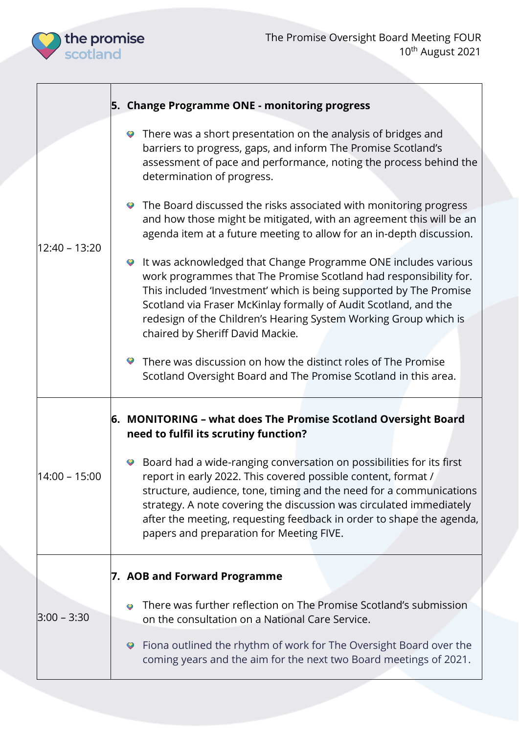| | |
|---|---|
| 12:40 – 13:20 | **5. Change Programme ONE - monitoring progress**<br><br>- There was a short presentation on the analysis of bridges and barriers to progress, gaps, and inform The Promise Scotland's assessment of pace and performance, noting the process behind the determination of progress.<br>- The Board discussed the risks associated with monitoring progress and how those might be mitigated, with an agreement this will be an agenda item at a future meeting to allow for an in-depth discussion.<br>- It was acknowledged that Change Programme ONE includes various work programmes that The Promise Scotland had responsibility for. This included 'Investment' which is being supported by The Promise Scotland via Fraser McKinlay formally of Audit Scotland, and the redesign of the Children's Hearing System Working Group which is chaired by Sheriff David Mackie.<br>- There was discussion on how the distinct roles of The Promise Scotland Oversight Board and The Promise Scotland in this area. |
| 14:00 – 15:00 | **6. MONITORING – what does The Promise Scotland Oversight Board need to fulfil its scrutiny function?**<br><br>- Board had a wide-ranging conversation on possibilities for its first report in early 2022. This covered possible content, format / structure, audience, tone, timing and the need for a communications strategy. A note covering the discussion was circulated immediately after the meeting, requesting feedback in order to shape the agenda, papers and preparation for Meeting FIVE. |
| 3:00 – 3:30 | **7. AOB and Forward Programme**<br><br>- There was further reflection on The Promise Scotland's submission on the consultation on a National Care Service.<br>- Fiona outlined the rhythm of work for The Oversight Board over the coming years and the aim for the next two Board meetings of 2021. |